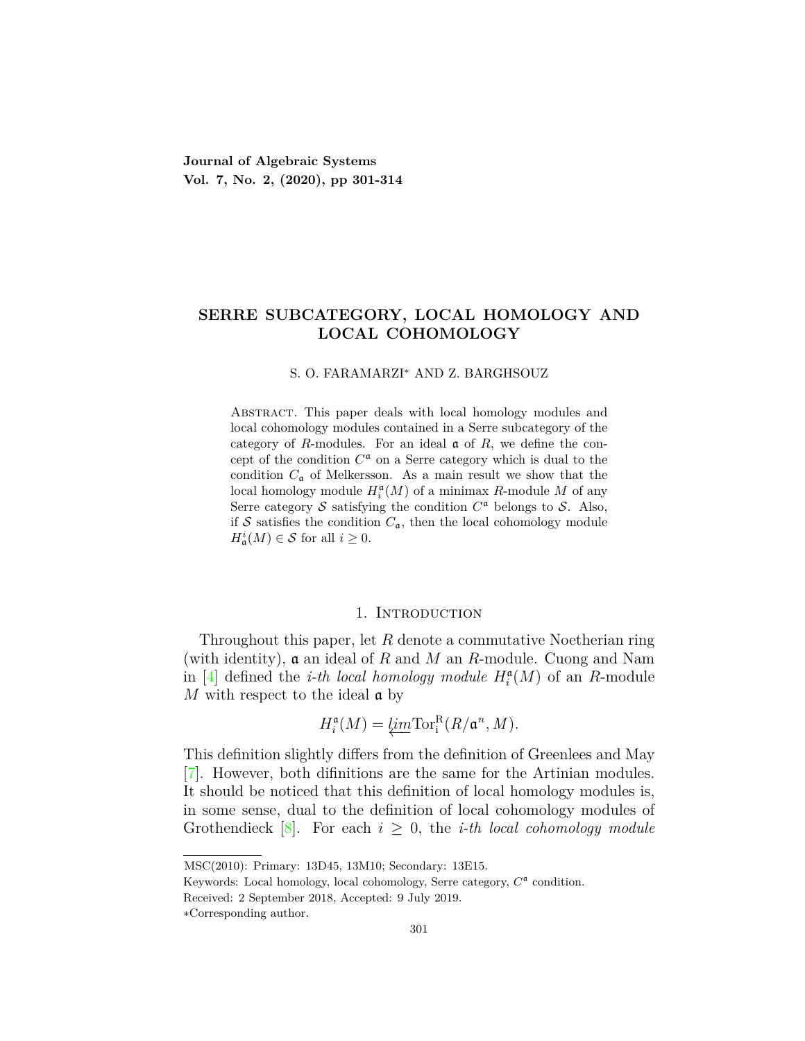Journal of Algebraic Systems
Vol. 7, No. 2, (2020), pp 301-314

# SERRE SUBCATEGORY, LOCAL HOMOLOGY AND LOCAL COHOMOLOGY

S. O. FARAMARZI* AND Z. BARGHSOUZ

Abstract. This paper deals with local homology modules and local cohomology modules contained in a Serre subcategory of the category of $R$-modules. For an ideal $\mathfrak{a}$ of $R$, we define the concept of the condition $C^{\mathfrak{a}}$ on a Serre category which is dual to the condition $C_{\mathfrak{a}}$ of Melkersson. As a main result we show that the local homology module $H_i^{\mathfrak{a}}(M)$ of a minimax $R$-module $M$ of any Serre category $\mathcal{S}$ satisfying the condition $C^{\mathfrak{a}}$ belongs to $\mathcal{S}$. Also, if $\mathcal{S}$ satisfies the condition $C_{\mathfrak{a}}$, then the local cohomology module $H_{\mathfrak{a}}^i(M) \in \mathcal{S}$ for all $i \geq 0$.

## 1. Introduction

Throughout this paper, let $R$ denote a commutative Noetherian ring (with identity), $\mathfrak{a}$ an ideal of $R$ and $M$ an $R$-module. Cuong and Nam in [4] defined the *i-th local homology module* $H_i^{\mathfrak{a}}(M)$ of an $R$-module $M$ with respect to the ideal $\mathfrak{a}$ by

$$H_i^{\mathfrak{a}}(M) = \varprojlim \mathrm{Tor}_i^R(R/\mathfrak{a}^n, M).$$

This definition slightly differs from the definition of Greenlees and May [7]. However, both difinitions are the same for the Artinian modules. It should be noticed that this definition of local homology modules is, in some sense, dual to the definition of local cohomology modules of Grothendieck [8]. For each $i \geq 0$, the *i-th local cohomology module*

MSC(2010): Primary: 13D45, 13M10; Secondary: 13E15.

Keywords: Local homology, local cohomology, Serre category, $C^{\mathfrak{a}}$ condition.

Received: 2 September 2018, Accepted: 9 July 2019.

*Corresponding author.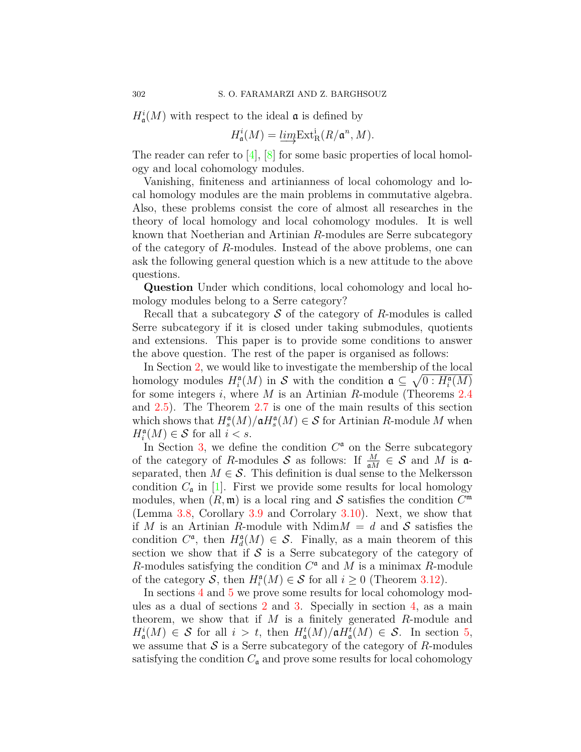$H^i_{\mathfrak{a}}(M)$ with respect to the ideal $\mathfrak{a}$ is defined by

$$H^i_{\mathfrak{a}}(M) = \varinjlim \mathrm{Ext}^i_R(R/\mathfrak{a}^n, M).$$

The reader can refer to [4], [8] for some basic properties of local homology and local cohomology modules.

Vanishing, finiteness and artinianness of local cohomology and local homology modules are the main problems in commutative algebra. Also, these problems consist the core of almost all researches in the theory of local homology and local cohomology modules. It is well known that Noetherian and Artinian $R$-modules are Serre subcategory of the category of $R$-modules. Instead of the above problems, one can ask the following general question which is a new attitude to the above questions.

**Question** Under which conditions, local cohomology and local homology modules belong to a Serre category?

Recall that a subcategory $\mathcal{S}$ of the category of $R$-modules is called Serre subcategory if it is closed under taking submodules, quotients and extensions. This paper is to provide some conditions to answer the above question. The rest of the paper is organised as follows:

In Section 2, we would like to investigate the membership of the local homology modules $H^{\mathfrak{a}}_i(M)$ in $\mathcal{S}$ with the condition $\mathfrak{a} \subseteq \sqrt{0 : H^{\mathfrak{a}}_i(M)}$ for some integers $i$, where $M$ is an Artinian $R$-module (Theorems 2.4 and 2.5). The Theorem 2.7 is one of the main results of this section which shows that $H^{\mathfrak{a}}_s(M)/\mathfrak{a}H^{\mathfrak{a}}_s(M) \in \mathcal{S}$ for Artinian $R$-module $M$ when $H^{\mathfrak{a}}_i(M) \in \mathcal{S}$ for all $i < s$.

In Section 3, we define the condition $C^{\mathfrak{a}}$ on the Serre subcategory of the category of $R$-modules $\mathcal{S}$ as follows: If $\frac{M}{\mathfrak{a}M} \in \mathcal{S}$ and $M$ is $\mathfrak{a}$-separated, then $M \in \mathcal{S}$. This definition is dual sense to the Melkersson condition $C_{\mathfrak{a}}$ in [1]. First we provide some results for local homology modules, when $(R, \mathfrak{m})$ is a local ring and $\mathcal{S}$ satisfies the condition $C^{\mathfrak{m}}$ (Lemma 3.8, Corollary 3.9 and Corrolary 3.10). Next, we show that if $M$ is an Artinian $R$-module with $\mathrm{Ndim} M = d$ and $\mathcal{S}$ satisfies the condition $C^{\mathfrak{a}}$, then $H^{\mathfrak{a}}_d(M) \in \mathcal{S}$. Finally, as a main theorem of this section we show that if $\mathcal{S}$ is a Serre subcategory of the category of $R$-modules satisfying the condition $C^{\mathfrak{a}}$ and $M$ is a minimax $R$-module of the category $\mathcal{S}$, then $H^{\mathfrak{a}}_i(M) \in \mathcal{S}$ for all $i \geq 0$ (Theorem 3.12).

In sections 4 and 5 we prove some results for local cohomology modules as a dual of sections 2 and 3. Specially in section 4, as a main theorem, we show that if $M$ is a finitely generated $R$-module and $H^i_{\mathfrak{a}}(M) \in \mathcal{S}$ for all $i > t$, then $H^t_{\mathfrak{a}}(M)/\mathfrak{a}H^t_{\mathfrak{a}}(M) \in \mathcal{S}$. In section 5, we assume that $\mathcal{S}$ is a Serre subcategory of the category of $R$-modules satisfying the condition $C_{\mathfrak{a}}$ and prove some results for local cohomology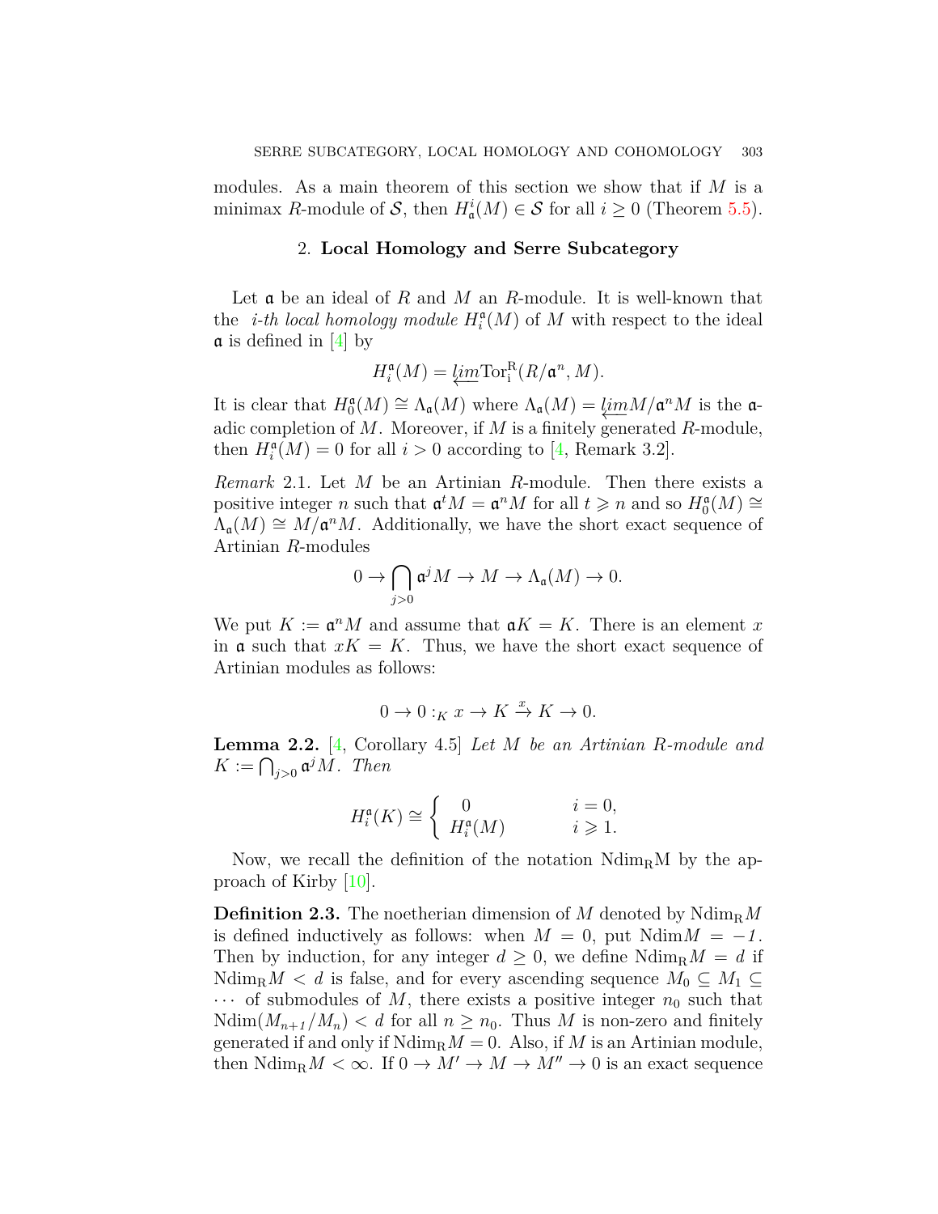modules. As a main theorem of this section we show that if $M$ is a minimax $R$-module of $\mathcal{S}$, then $H^i_{\mathfrak{a}}(M) \in \mathcal{S}$ for all $i \geq 0$ (Theorem 5.5).

## 2. **Local Homology and Serre Subcategory**

Let $\mathfrak{a}$ be an ideal of $R$ and $M$ an $R$-module. It is well-known that the *i-th local homology module* $H_i^{\mathfrak{a}}(M)$ of $M$ with respect to the ideal $\mathfrak{a}$ is defined in [4] by

$$H_i^{\mathfrak{a}}(M) = \varprojlim \mathrm{Tor}_i^R(R/\mathfrak{a}^n, M).$$

It is clear that $H_0^{\mathfrak{a}}(M) \cong \Lambda_{\mathfrak{a}}(M)$ where $\Lambda_{\mathfrak{a}}(M) = \varprojlim M/\mathfrak{a}^n M$ is the $\mathfrak{a}$-adic completion of $M$. Moreover, if $M$ is a finitely generated $R$-module, then $H_i^{\mathfrak{a}}(M) = 0$ for all $i > 0$ according to [4, Remark 3.2].

*Remark* 2.1. Let $M$ be an Artinian $R$-module. Then there exists a positive integer $n$ such that $\mathfrak{a}^t M = \mathfrak{a}^n M$ for all $t \geqslant n$ and so $H_0^{\mathfrak{a}}(M) \cong \Lambda_{\mathfrak{a}}(M) \cong M/\mathfrak{a}^n M$. Additionally, we have the short exact sequence of Artinian $R$-modules

$$0 \to \bigcap_{j>0} \mathfrak{a}^j M \to M \to \Lambda_{\mathfrak{a}}(M) \to 0.$$

We put $K := \mathfrak{a}^n M$ and assume that $\mathfrak{a}K = K$. There is an element $x$ in $\mathfrak{a}$ such that $xK = K$. Thus, we have the short exact sequence of Artinian modules as follows:

$$0 \to 0 :_K x \to K \xrightarrow{x} K \to 0.$$

**Lemma 2.2.** [4, Corollary 4.5] *Let $M$ be an Artinian $R$-module and $K := \bigcap_{j>0} \mathfrak{a}^j M$. Then*

$$H_i^{\mathfrak{a}}(K) \cong \begin{cases} 0 & i = 0, \\ H_i^{\mathfrak{a}}(M) & i \geqslant 1. \end{cases}$$

Now, we recall the definition of the notation $\mathrm{Ndim_R M}$ by the approach of Kirby [10].

**Definition 2.3.** The noetherian dimension of $M$ denoted by $\mathrm{Ndim_R} M$ is defined inductively as follows: when $M = 0$, put $\mathrm{Ndim} M = -1$. Then by induction, for any integer $d \geq 0$, we define $\mathrm{Ndim_R} M = d$ if $\mathrm{Ndim_R} M < d$ is false, and for every ascending sequence $M_0 \subseteq M_1 \subseteq \cdots$ of submodules of $M$, there exists a positive integer $n_0$ such that $\mathrm{Ndim}(M_{n+1}/M_n) < d$ for all $n \geq n_0$. Thus $M$ is non-zero and finitely generated if and only if $\mathrm{Ndim_R} M = 0$. Also, if $M$ is an Artinian module, then $\mathrm{Ndim_R} M < \infty$. If $0 \to M' \to M \to M'' \to 0$ is an exact sequence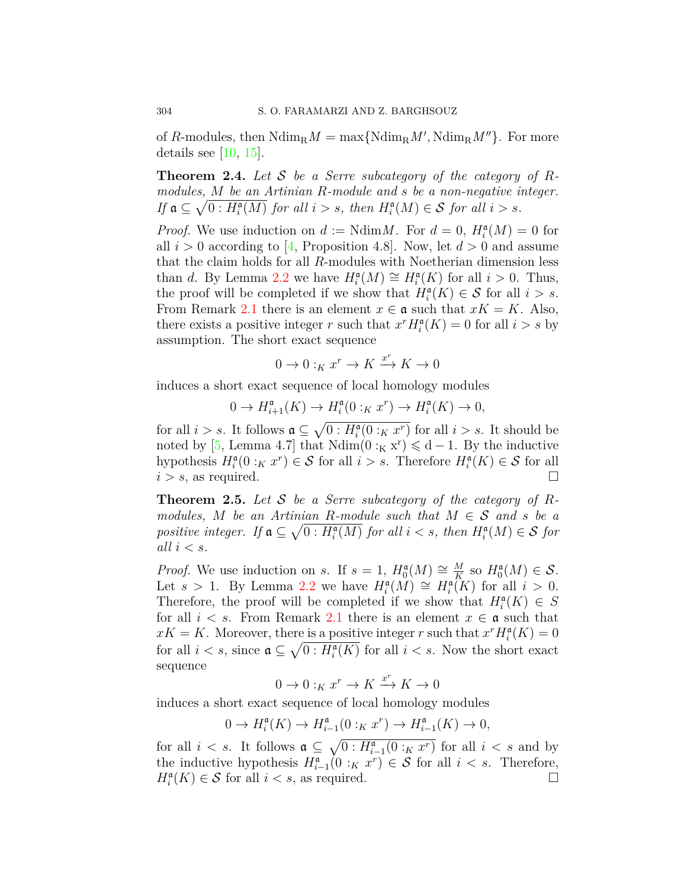of $R$-modules, then $\mathrm{Ndim_R}M = \max\{\mathrm{Ndim_R}M', \mathrm{Ndim_R}M''\}$. For more details see [10, 15].

**Theorem 2.4.** *Let $\mathcal{S}$ be a Serre subcategory of the category of $R$-modules, $M$ be an Artinian $R$-module and $s$ be a non-negative integer. If $\mathfrak{a} \subseteq \sqrt{0 : H_i^{\mathfrak{a}}(M)}$ for all $i > s$, then $H_i^{\mathfrak{a}}(M) \in \mathcal{S}$ for all $i > s$.*

*Proof.* We use induction on $d := \mathrm{Ndim}M$. For $d = 0$, $H_i^{\mathfrak{a}}(M) = 0$ for all $i > 0$ according to [4, Proposition 4.8]. Now, let $d > 0$ and assume that the claim holds for all $R$-modules with Noetherian dimension less than $d$. By Lemma 2.2 we have $H_i^{\mathfrak{a}}(M) \cong H_i^{\mathfrak{a}}(K)$ for all $i > 0$. Thus, the proof will be completed if we show that $H_i^{\mathfrak{a}}(K) \in \mathcal{S}$ for all $i > s$. From Remark 2.1 there is an element $x \in \mathfrak{a}$ such that $xK = K$. Also, there exists a positive integer $r$ such that $x^r H_i^{\mathfrak{a}}(K) = 0$ for all $i > s$ by assumption. The short exact sequence

$$0 \to 0 :_K x^r \to K \xrightarrow{x^r} K \to 0$$

induces a short exact sequence of local homology modules

$$0 \to H_{i+1}^{\mathfrak{a}}(K) \to H_i^{\mathfrak{a}}(0 :_K x^r) \to H_i^{\mathfrak{a}}(K) \to 0,$$

for all $i > s$. It follows $\mathfrak{a} \subseteq \sqrt{0 : H_i^{\mathfrak{a}}(0 :_K x^r)}$ for all $i > s$. It should be noted by [5, Lemma 4.7] that $\mathrm{Ndim}(0 :_K x^r) \leqslant d - 1$. By the inductive hypothesis $H_i^{\mathfrak{a}}(0 :_K x^r) \in \mathcal{S}$ for all $i > s$. Therefore $H_i^{\mathfrak{a}}(K) \in \mathcal{S}$ for all $i > s$, as required. □

**Theorem 2.5.** *Let $\mathcal{S}$ be a Serre subcategory of the category of $R$-modules, $M$ be an Artinian $R$-module such that $M \in \mathcal{S}$ and $s$ be a positive integer. If $\mathfrak{a} \subseteq \sqrt{0 : H_i^{\mathfrak{a}}(M)}$ for all $i < s$, then $H_i^{\mathfrak{a}}(M) \in \mathcal{S}$ for all $i < s$.*

*Proof.* We use induction on $s$. If $s = 1$, $H_0^{\mathfrak{a}}(M) \cong \frac{M}{K}$ so $H_0^{\mathfrak{a}}(M) \in \mathcal{S}$. Let $s > 1$. By Lemma 2.2 we have $H_i^{\mathfrak{a}}(M) \cong H_i^{\mathfrak{a}}(K)$ for all $i > 0$. Therefore, the proof will be completed if we show that $H_i^{\mathfrak{a}}(K) \in S$ for all $i < s$. From Remark 2.1 there is an element $x \in \mathfrak{a}$ such that $xK = K$. Moreover, there is a positive integer $r$ such that $x^r H_i^{\mathfrak{a}}(K) = 0$ for all $i < s$, since $\mathfrak{a} \subseteq \sqrt{0 : H_i^{\mathfrak{a}}(K)}$ for all $i < s$. Now the short exact sequence

$$0 \to 0 :_K x^r \to K \xrightarrow{x^r} K \to 0$$

induces a short exact sequence of local homology modules

$$0 \to H_i^{\mathfrak{a}}(K) \to H_{i-1}^{\mathfrak{a}}(0 :_K x^r) \to H_{i-1}^{\mathfrak{a}}(K) \to 0,$$

for all $i < s$. It follows $\mathfrak{a} \subseteq \sqrt{0 : H_{i-1}^{\mathfrak{a}}(0 :_K x^r)}$ for all $i < s$ and by the inductive hypothesis $H_{i-1}^{\mathfrak{a}}(0 :_K x^r) \in \mathcal{S}$ for all $i < s$. Therefore, $H_i^{\mathfrak{a}}(K) \in \mathcal{S}$ for all $i < s$, as required. □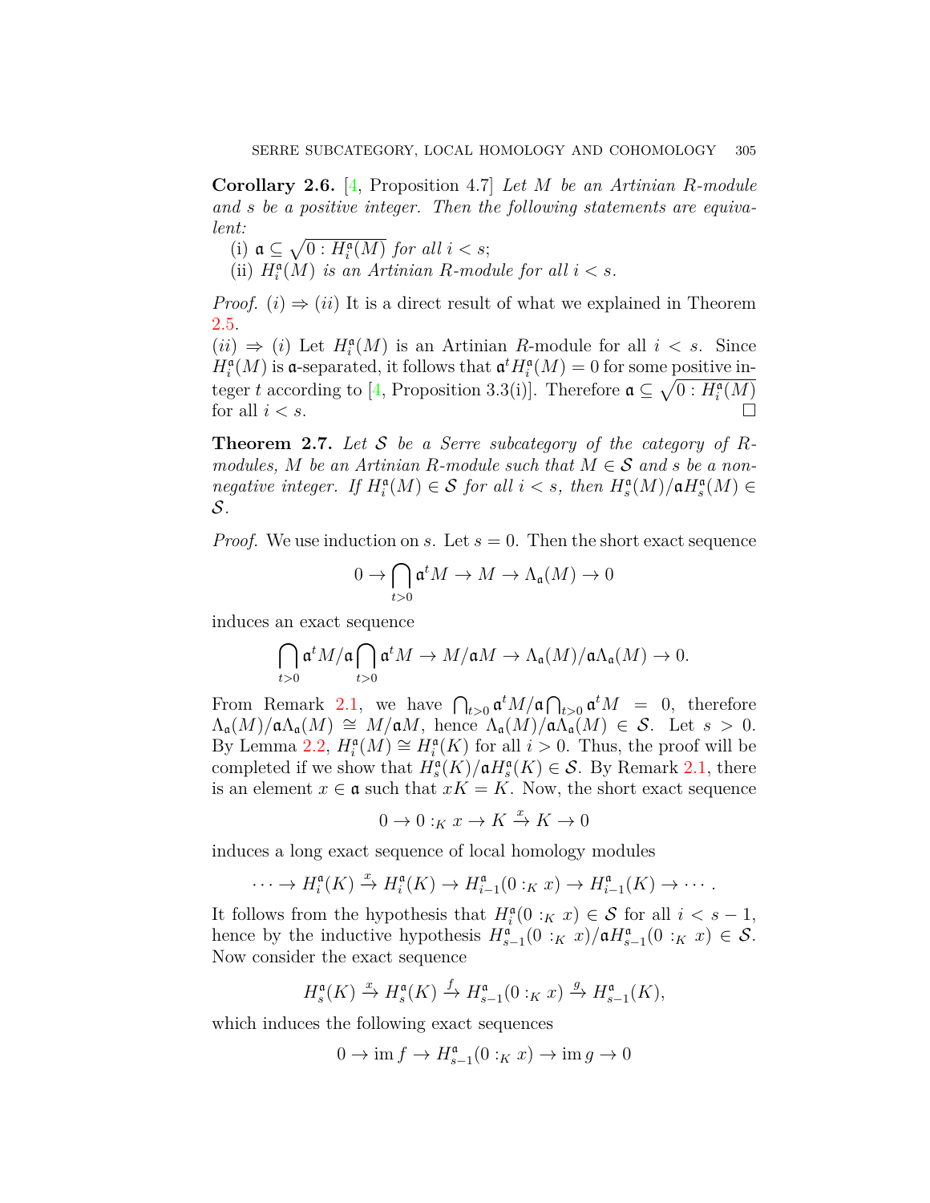**Corollary 2.6.** [4, Proposition 4.7] *Let $M$ be an Artinian $R$-module and $s$ be a positive integer. Then the following statements are equivalent:*

(i) $\mathfrak{a} \subseteq \sqrt{0 : H_i^{\mathfrak{a}}(M)}$ *for all $i < s$;*

(ii) $H_i^{\mathfrak{a}}(M)$ *is an Artinian $R$-module for all $i < s$.*

*Proof.* (i) $\Rightarrow$ (ii) It is a direct result of what we explained in Theorem 2.5.

(ii) $\Rightarrow$ (i) Let $H_i^{\mathfrak{a}}(M)$ is an Artinian $R$-module for all $i < s$. Since $H_i^{\mathfrak{a}}(M)$ is $\mathfrak{a}$-separated, it follows that $\mathfrak{a}^t H_i^{\mathfrak{a}}(M) = 0$ for some positive integer $t$ according to [4, Proposition 3.3(i)]. Therefore $\mathfrak{a} \subseteq \sqrt{0 : H_i^{\mathfrak{a}}(M)}$ for all $i < s$. □

**Theorem 2.7.** *Let $\mathcal{S}$ be a Serre subcategory of the category of $R$-modules, $M$ be an Artinian $R$-module such that $M \in \mathcal{S}$ and $s$ be a non-negative integer. If $H_i^{\mathfrak{a}}(M) \in \mathcal{S}$ for all $i < s$, then $H_s^{\mathfrak{a}}(M)/\mathfrak{a}H_s^{\mathfrak{a}}(M) \in \mathcal{S}$.*

*Proof.* We use induction on $s$. Let $s = 0$. Then the short exact sequence

$$0 \to \bigcap_{t>0} \mathfrak{a}^t M \to M \to \Lambda_{\mathfrak{a}}(M) \to 0$$

induces an exact sequence

$$\bigcap_{t>0} \mathfrak{a}^t M / \mathfrak{a} \bigcap_{t>0} \mathfrak{a}^t M \to M/\mathfrak{a}M \to \Lambda_{\mathfrak{a}}(M)/\mathfrak{a}\Lambda_{\mathfrak{a}}(M) \to 0.$$

From Remark 2.1, we have $\bigcap_{t>0} \mathfrak{a}^t M / \mathfrak{a} \bigcap_{t>0} \mathfrak{a}^t M = 0$, therefore $\Lambda_{\mathfrak{a}}(M)/\mathfrak{a}\Lambda_{\mathfrak{a}}(M) \cong M/\mathfrak{a}M$, hence $\Lambda_{\mathfrak{a}}(M)/\mathfrak{a}\Lambda_{\mathfrak{a}}(M) \in \mathcal{S}$. Let $s > 0$. By Lemma 2.2, $H_i^{\mathfrak{a}}(M) \cong H_i^{\mathfrak{a}}(K)$ for all $i > 0$. Thus, the proof will be completed if we show that $H_s^{\mathfrak{a}}(K)/\mathfrak{a}H_s^{\mathfrak{a}}(K) \in \mathcal{S}$. By Remark 2.1, there is an element $x \in \mathfrak{a}$ such that $xK = K$. Now, the short exact sequence

$$0 \to 0 :_K x \to K \xrightarrow{x} K \to 0$$

induces a long exact sequence of local homology modules

$$\cdots \to H_i^{\mathfrak{a}}(K) \xrightarrow{x} H_i^{\mathfrak{a}}(K) \to H_{i-1}^{\mathfrak{a}}(0 :_K x) \to H_{i-1}^{\mathfrak{a}}(K) \to \cdots.$$

It follows from the hypothesis that $H_i^{\mathfrak{a}}(0 :_K x) \in \mathcal{S}$ for all $i < s - 1$, hence by the inductive hypothesis $H_{s-1}^{\mathfrak{a}}(0 :_K x)/\mathfrak{a}H_{s-1}^{\mathfrak{a}}(0 :_K x) \in \mathcal{S}$. Now consider the exact sequence

$$H_s^{\mathfrak{a}}(K) \xrightarrow{x} H_s^{\mathfrak{a}}(K) \xrightarrow{f} H_{s-1}^{\mathfrak{a}}(0 :_K x) \xrightarrow{g} H_{s-1}^{\mathfrak{a}}(K),$$

which induces the following exact sequences

$$0 \to \operatorname{im} f \to H_{s-1}^{\mathfrak{a}}(0 :_K x) \to \operatorname{im} g \to 0$$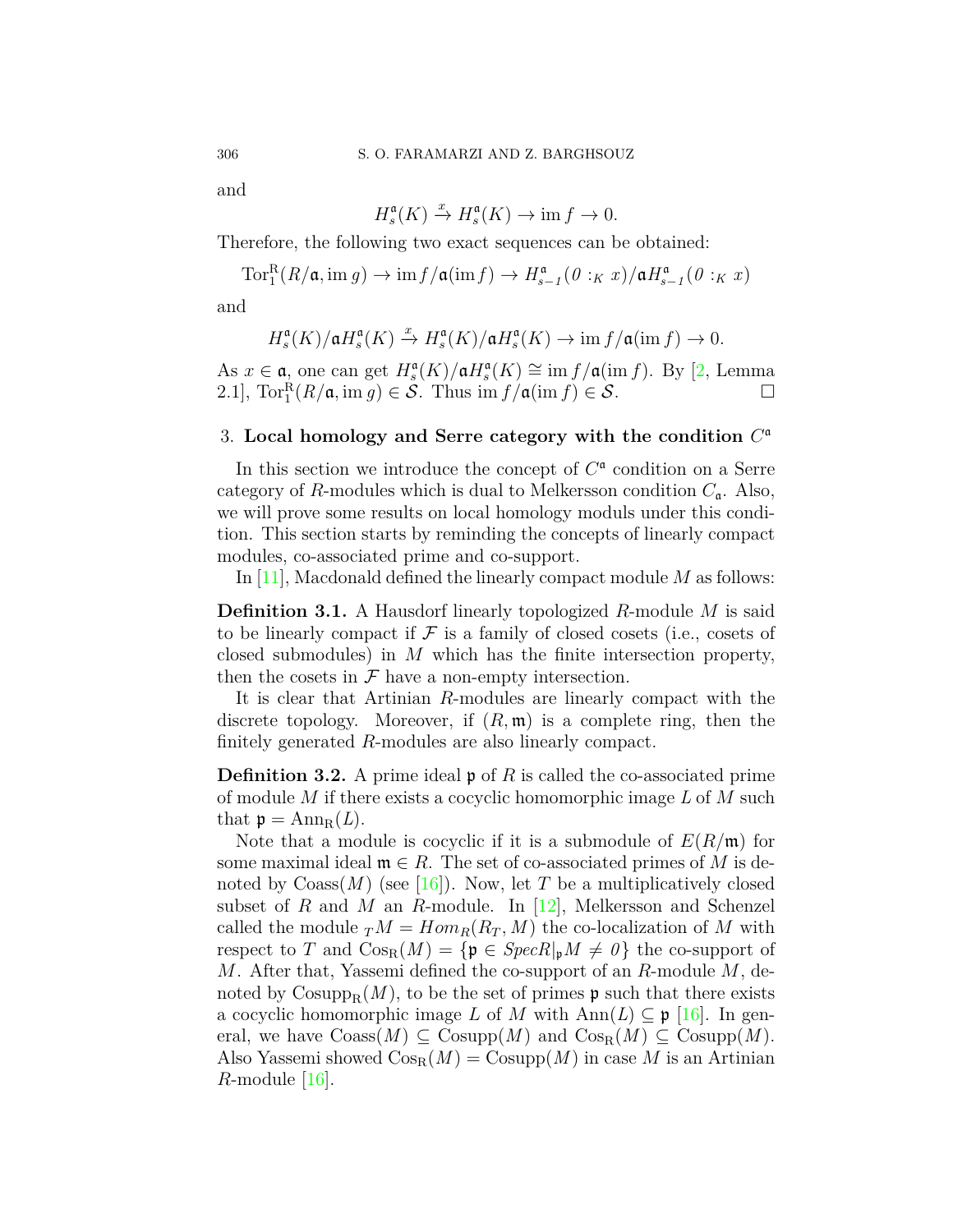and

$$H_s^{\mathfrak{a}}(K) \xrightarrow{x} H_s^{\mathfrak{a}}(K) \to \operatorname{im} f \to 0.$$

Therefore, the following two exact sequences can be obtained:

$$\operatorname{Tor}_1^{\mathrm{R}}(R/\mathfrak{a}, \operatorname{im} g) \to \operatorname{im} f/\mathfrak{a}(\operatorname{im} f) \to H_{s-1}^{\mathfrak{a}}(0 :_K x)/\mathfrak{a}H_{s-1}^{\mathfrak{a}}(0 :_K x)$$

and

$$H_s^{\mathfrak{a}}(K)/\mathfrak{a}H_s^{\mathfrak{a}}(K) \xrightarrow{x} H_s^{\mathfrak{a}}(K)/\mathfrak{a}H_s^{\mathfrak{a}}(K) \to \operatorname{im} f/\mathfrak{a}(\operatorname{im} f) \to 0.$$

As $x \in \mathfrak{a}$, one can get $H_s^{\mathfrak{a}}(K)/\mathfrak{a}H_s^{\mathfrak{a}}(K) \cong \operatorname{im} f/\mathfrak{a}(\operatorname{im} f)$. By [2, Lemma 2.1], $\operatorname{Tor}_1^{\mathrm{R}}(R/\mathfrak{a}, \operatorname{im} g) \in \mathcal{S}$. Thus $\operatorname{im} f/\mathfrak{a}(\operatorname{im} f) \in \mathcal{S}$. $\square$

## 3. Local homology and Serre category with the condition $C^{\mathfrak{a}}$

In this section we introduce the concept of $C^{\mathfrak{a}}$ condition on a Serre category of $R$-modules which is dual to Melkersson condition $C_{\mathfrak{a}}$. Also, we will prove some results on local homology moduls under this condition. This section starts by reminding the concepts of linearly compact modules, co-associated prime and co-support.

In [11], Macdonald defined the linearly compact module $M$ as follows:

**Definition 3.1.** A Hausdorf linearly topologized $R$-module $M$ is said to be linearly compact if $\mathcal{F}$ is a family of closed cosets (i.e., cosets of closed submodules) in $M$ which has the finite intersection property, then the cosets in $\mathcal{F}$ have a non-empty intersection.

It is clear that Artinian $R$-modules are linearly compact with the discrete topology. Moreover, if $(R, \mathfrak{m})$ is a complete ring, then the finitely generated $R$-modules are also linearly compact.

**Definition 3.2.** A prime ideal $\mathfrak{p}$ of $R$ is called the co-associated prime of module $M$ if there exists a cocyclic homomorphic image $L$ of $M$ such that $\mathfrak{p} = \operatorname{Ann}_{\mathrm{R}}(L)$.

Note that a module is cocyclic if it is a submodule of $E(R/\mathfrak{m})$ for some maximal ideal $\mathfrak{m} \in R$. The set of co-associated primes of $M$ is denoted by $\operatorname{Coass}(M)$ (see [16]). Now, let $T$ be a multiplicatively closed subset of $R$ and $M$ an $R$-module. In [12], Melkersson and Schenzel called the module ${}_TM = Hom_R(R_T, M)$ the co-localization of $M$ with respect to $T$ and $\operatorname{Cos}_{\mathrm{R}}(M) = \{\mathfrak{p} \in \mathit{SpecR}|_{\mathfrak{p}}M \neq 0\}$ the co-support of $M$. After that, Yassemi defined the co-support of an $R$-module $M$, denoted by $\operatorname{Cosupp}_{\mathrm{R}}(M)$, to be the set of primes $\mathfrak{p}$ such that there exists a cocyclic homomorphic image $L$ of $M$ with $\operatorname{Ann}(L) \subseteq \mathfrak{p}$ [16]. In general, we have $\operatorname{Coass}(M) \subseteq \operatorname{Cosupp}(M)$ and $\operatorname{Cos}_{\mathrm{R}}(M) \subseteq \operatorname{Cosupp}(M)$. Also Yassemi showed $\operatorname{Cos}_{\mathrm{R}}(M) = \operatorname{Cosupp}(M)$ in case $M$ is an Artinian $R$-module [16].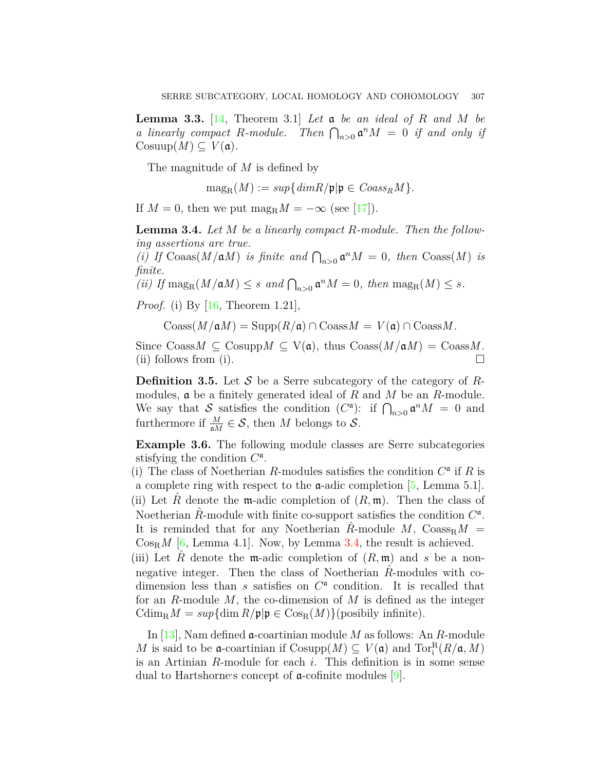**Lemma 3.3.** [14, Theorem 3.1] *Let $\mathfrak{a}$ be an ideal of $R$ and $M$ be a linearly compact $R$-module. Then $\bigcap_{n>0} \mathfrak{a}^n M = 0$ if and only if* $\mathrm{Cosuup}(M) \subseteq V(\mathfrak{a})$.

The magnitude of $M$ is defined by

$$\mathrm{mag_R}(M) := sup\{dim R/\mathfrak{p} | \mathfrak{p} \in Coass_R M\}.$$

If $M = 0$, then we put $\mathrm{mag_R} M = -\infty$ (see [17]).

**Lemma 3.4.** *Let $M$ be a linearly compact $R$-module. Then the following assertions are true.*
*(i) If* $\mathrm{Coaas}(M/\mathfrak{a}M)$ *is finite and* $\bigcap_{n>0} \mathfrak{a}^n M = 0$*, then* $\mathrm{Coass}(M)$ *is finite.*
*(ii) If* $\mathrm{mag_R}(M/\mathfrak{a}M) \leq s$ *and* $\bigcap_{n>0} \mathfrak{a}^n M = 0$*, then* $\mathrm{mag_R}(M) \leq s$.

*Proof.* (i) By [16, Theorem 1.21],

$$\mathrm{Coass}(M/\mathfrak{a}M) = \mathrm{Supp}(R/\mathfrak{a}) \cap \mathrm{Coass} M = V(\mathfrak{a}) \cap \mathrm{Coass} M.$$

Since $\mathrm{Coass} M \subseteq \mathrm{Cosupp} M \subseteq \mathrm{V}(\mathfrak{a})$, thus $\mathrm{Coass}(M/\mathfrak{a}M) = \mathrm{Coass} M$. (ii) follows from (i). □

**Definition 3.5.** Let $\mathcal{S}$ be a Serre subcategory of the category of $R$-modules, $\mathfrak{a}$ be a finitely generated ideal of $R$ and $M$ be an $R$-module. We say that $\mathcal{S}$ satisfies the condition $(C^{\mathfrak{a}})$: if $\bigcap_{n>0} \mathfrak{a}^n M = 0$ and furthermore if $\frac{M}{\mathfrak{a}M} \in \mathcal{S}$, then $M$ belongs to $\mathcal{S}$.

**Example 3.6.** The following module classes are Serre subcategories stisfying the condition $C^{\mathfrak{a}}$.

(i) The class of Noetherian $R$-modules satisfies the condition $C^{\mathfrak{a}}$ if $R$ is a complete ring with respect to the $\mathfrak{a}$-adic completion [5, Lemma 5.1].

(ii) Let $\hat{R}$ denote the $\mathfrak{m}$-adic completion of $(R, \mathfrak{m})$. Then the class of Noetherian $\hat{R}$-module with finite co-support satisfies the condition $C^{\mathfrak{a}}$. It is reminded that for any Noetherian $\hat{R}$-module $M$, $\mathrm{Coass_R} M = \mathrm{Cos_R} M$ [6, Lemma 4.1]. Now, by Lemma 3.4, the result is achieved.

(iii) Let $\hat{R}$ denote the $\mathfrak{m}$-adic completion of $(R, \mathfrak{m})$ and $s$ be a non-negative integer. Then the class of Noetherian $\hat{R}$-modules with co-dimension less than $s$ satisfies on $C^{\mathfrak{a}}$ condition. It is recalled that for an $R$-module $M$, the co-dimension of $M$ is defined as the integer $\mathrm{Cdim_R} M = sup\{\dim R/\mathfrak{p} | \mathfrak{p} \in \mathrm{Cos_R}(M)\}$(posibily infinite).

In [13], Nam defined $\mathfrak{a}$-coartinian module $M$ as follows: An $R$-module $M$ is said to be $\mathfrak{a}$-coartinian if $\mathrm{Cosupp}(M) \subseteq V(\mathfrak{a})$ and $\mathrm{Tor_i^R}(R/\mathfrak{a}, M)$ is an Artinian $R$-module for each $i$. This definition is in some sense dual to Hartshorne's concept of $\mathfrak{a}$-cofinite modules [9].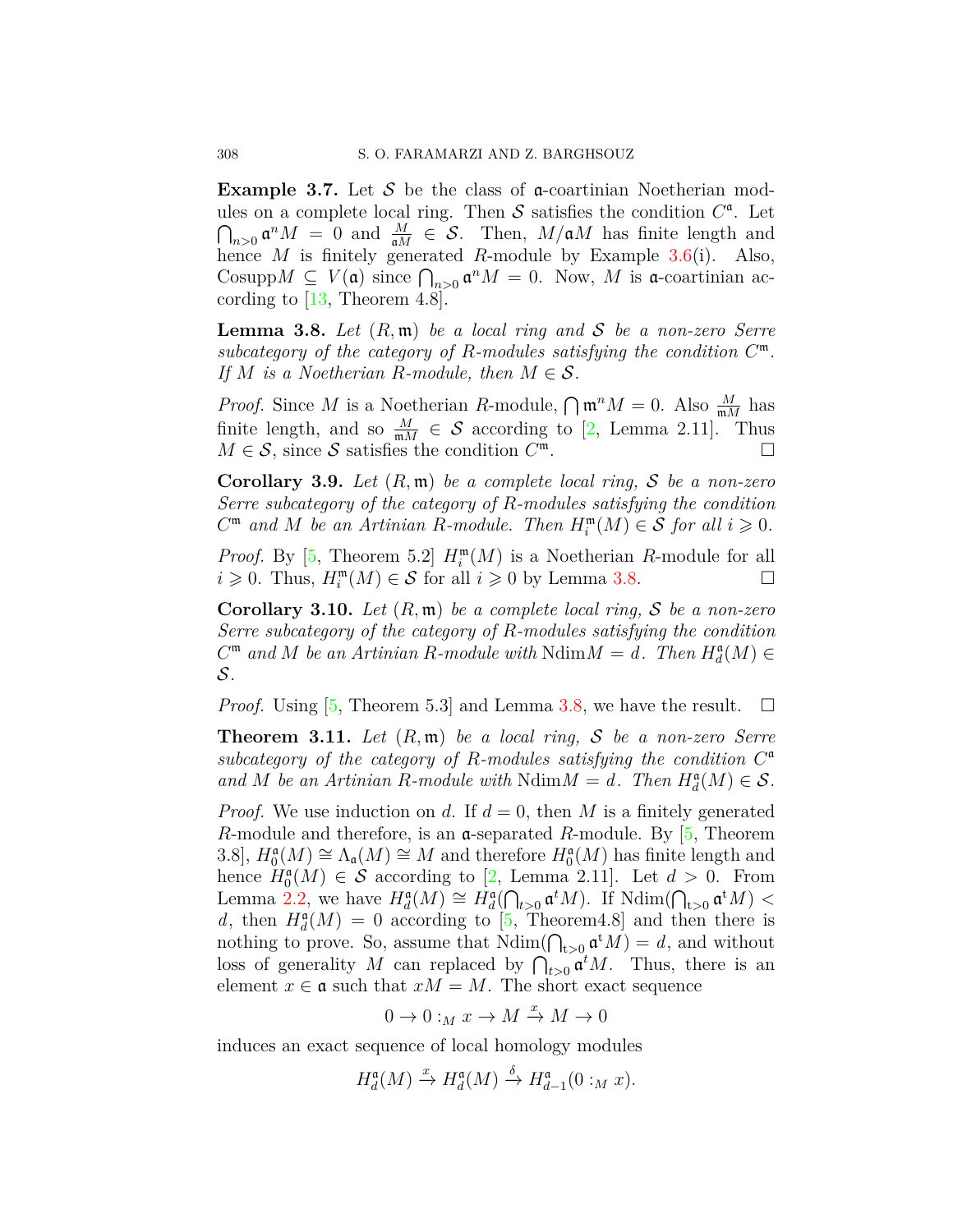**Example 3.7.** Let $\mathcal{S}$ be the class of $\mathfrak{a}$-coartinian Noetherian modules on a complete local ring. Then $\mathcal{S}$ satisfies the condition $C^{\mathfrak{a}}$. Let $\bigcap_{n>0} \mathfrak{a}^n M = 0$ and $\frac{M}{\mathfrak{a}M} \in \mathcal{S}$. Then, $M/\mathfrak{a}M$ has finite length and hence $M$ is finitely generated $R$-module by Example 3.6(i). Also, $\mathrm{Cosupp} M \subseteq V(\mathfrak{a})$ since $\bigcap_{n>0} \mathfrak{a}^n M = 0$. Now, $M$ is $\mathfrak{a}$-coartinian according to [13, Theorem 4.8].

**Lemma 3.8.** *Let $(R, \mathfrak{m})$ be a local ring and $\mathcal{S}$ be a non-zero Serre subcategory of the category of $R$-modules satisfying the condition $C^{\mathfrak{m}}$. If $M$ is a Noetherian $R$-module, then $M \in \mathcal{S}$.*

*Proof.* Since $M$ is a Noetherian $R$-module, $\bigcap \mathfrak{m}^n M = 0$. Also $\frac{M}{\mathfrak{m}M}$ has finite length, and so $\frac{M}{\mathfrak{m}M} \in \mathcal{S}$ according to [2, Lemma 2.11]. Thus $M \in \mathcal{S}$, since $\mathcal{S}$ satisfies the condition $C^{\mathfrak{m}}$. □

**Corollary 3.9.** *Let $(R, \mathfrak{m})$ be a complete local ring, $\mathcal{S}$ be a non-zero Serre subcategory of the category of $R$-modules satisfying the condition $C^{\mathfrak{m}}$ and $M$ be an Artinian $R$-module. Then $H_i^{\mathfrak{m}}(M) \in \mathcal{S}$ for all $i \geqslant 0$.*

*Proof.* By [5, Theorem 5.2] $H_i^{\mathfrak{m}}(M)$ is a Noetherian $R$-module for all $i \geqslant 0$. Thus, $H_i^{\mathfrak{m}}(M) \in \mathcal{S}$ for all $i \geqslant 0$ by Lemma 3.8. □

**Corollary 3.10.** *Let $(R, \mathfrak{m})$ be a complete local ring, $\mathcal{S}$ be a non-zero Serre subcategory of the category of $R$-modules satisfying the condition $C^{\mathfrak{m}}$ and $M$ be an Artinian $R$-module with $\mathrm{Ndim} M = d$. Then $H_d^{\mathfrak{a}}(M) \in \mathcal{S}$.*

*Proof.* Using [5, Theorem 5.3] and Lemma 3.8, we have the result. □

**Theorem 3.11.** *Let $(R, \mathfrak{m})$ be a local ring, $\mathcal{S}$ be a non-zero Serre subcategory of the category of $R$-modules satisfying the condition $C^{\mathfrak{a}}$ and $M$ be an Artinian $R$-module with $\mathrm{Ndim} M = d$. Then $H_d^{\mathfrak{a}}(M) \in \mathcal{S}$.*

*Proof.* We use induction on $d$. If $d = 0$, then $M$ is a finitely generated $R$-module and therefore, is an $\mathfrak{a}$-separated $R$-module. By [5, Theorem 3.8], $H_0^{\mathfrak{a}}(M) \cong \Lambda_{\mathfrak{a}}(M) \cong M$ and therefore $H_0^{\mathfrak{a}}(M)$ has finite length and hence $H_0^{\mathfrak{a}}(M) \in \mathcal{S}$ according to [2, Lemma 2.11]. Let $d > 0$. From Lemma 2.2, we have $H_d^{\mathfrak{a}}(M) \cong H_d^{\mathfrak{a}}(\bigcap_{t>0} \mathfrak{a}^t M)$. If $\mathrm{Ndim}(\bigcap_{t>0} \mathfrak{a}^t M) < d$, then $H_d^{\mathfrak{a}}(M) = 0$ according to [5, Theorem4.8] and then there is nothing to prove. So, assume that $\mathrm{Ndim}(\bigcap_{t>0} \mathfrak{a}^t M) = d$, and without loss of generality $M$ can replaced by $\bigcap_{t>0} \mathfrak{a}^t M$. Thus, there is an element $x \in \mathfrak{a}$ such that $xM = M$. The short exact sequence

$$0 \to 0 :_M x \to M \xrightarrow{x} M \to 0$$

induces an exact sequence of local homology modules

$$H_d^{\mathfrak{a}}(M) \xrightarrow{x} H_d^{\mathfrak{a}}(M) \xrightarrow{\delta} H_{d-1}^{\mathfrak{a}}(0 :_M x).$$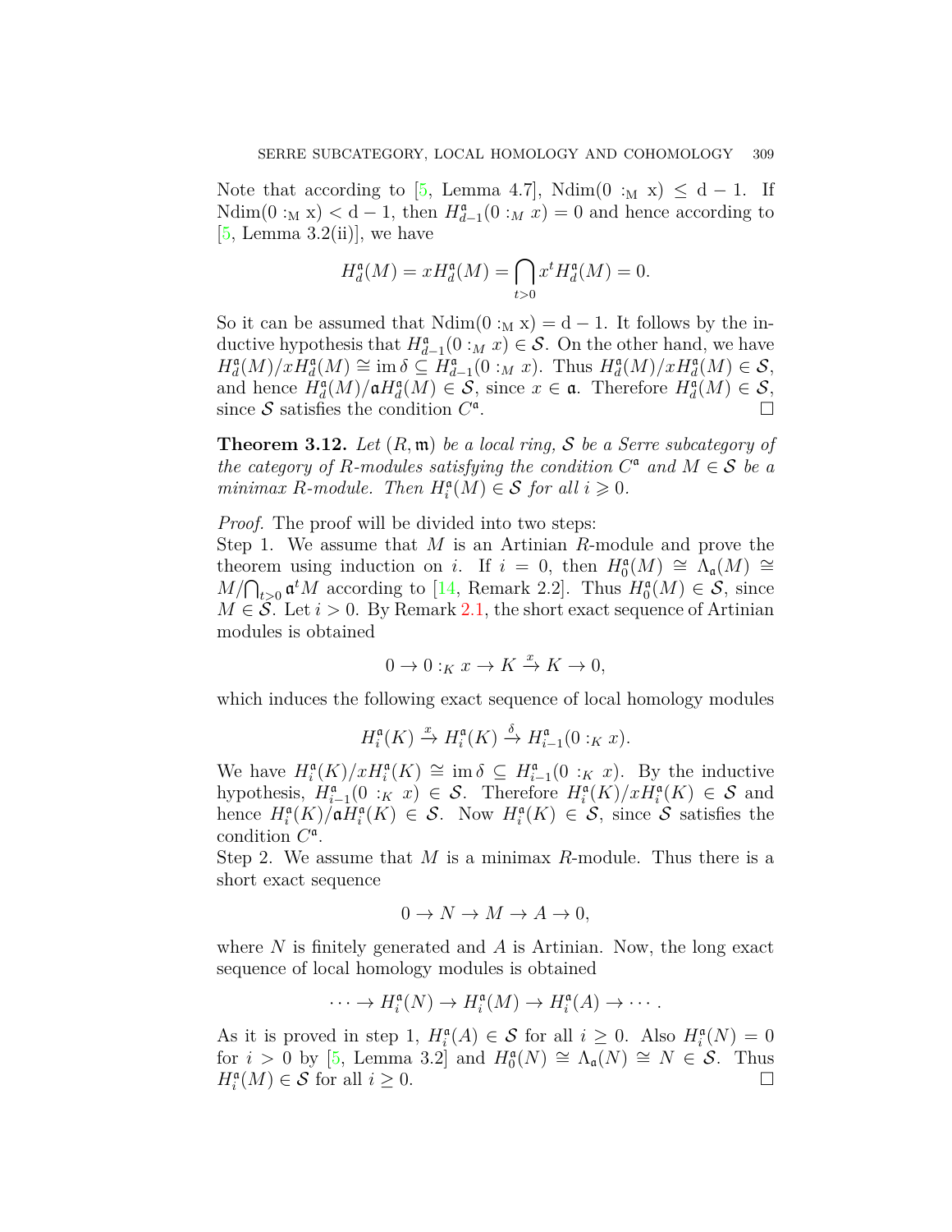Note that according to [5, Lemma 4.7], $\mathrm{Ndim}(0 :_{\mathrm{M}} \mathrm{x}) \leq \mathrm{d}-1$. If $\mathrm{Ndim}(0 :_{\mathrm{M}} \mathrm{x}) < \mathrm{d}-1$, then $H^{\mathfrak{a}}_{d-1}(0 :_M x) = 0$ and hence according to [5, Lemma 3.2(ii)], we have

$$H^{\mathfrak{a}}_d(M) = xH^{\mathfrak{a}}_d(M) = \bigcap_{t>0} x^t H^{\mathfrak{a}}_d(M) = 0.$$

So it can be assumed that $\mathrm{Ndim}(0 :_{\mathrm{M}} \mathrm{x}) = \mathrm{d}-1$. It follows by the inductive hypothesis that $H^{\mathfrak{a}}_{d-1}(0 :_M x) \in \mathcal{S}$. On the other hand, we have $H^{\mathfrak{a}}_d(M)/xH^{\mathfrak{a}}_d(M) \cong \operatorname{im}\delta \subseteq H^{\mathfrak{a}}_{d-1}(0 :_M x)$. Thus $H^{\mathfrak{a}}_d(M)/xH^{\mathfrak{a}}_d(M) \in \mathcal{S}$, and hence $H^{\mathfrak{a}}_d(M)/\mathfrak{a}H^{\mathfrak{a}}_d(M) \in \mathcal{S}$, since $x \in \mathfrak{a}$. Therefore $H^{\mathfrak{a}}_d(M) \in \mathcal{S}$, since $\mathcal{S}$ satisfies the condition $C^{\mathfrak{a}}$. ☐

**Theorem 3.12.** *Let $(R, \mathfrak{m})$ be a local ring, $\mathcal{S}$ be a Serre subcategory of the category of $R$-modules satisfying the condition $C^{\mathfrak{a}}$ and $M \in \mathcal{S}$ be a minimax $R$-module. Then $H^{\mathfrak{a}}_i(M) \in \mathcal{S}$ for all $i \geqslant 0$.*

*Proof.* The proof will be divided into two steps:
Step 1. We assume that $M$ is an Artinian $R$-module and prove the theorem using induction on $i$. If $i = 0$, then $H^{\mathfrak{a}}_0(M) \cong \Lambda_{\mathfrak{a}}(M) \cong M/\bigcap_{t>0} \mathfrak{a}^t M$ according to [14, Remark 2.2]. Thus $H^{\mathfrak{a}}_0(M) \in \mathcal{S}$, since $M \in \mathcal{S}$. Let $i > 0$. By Remark 2.1, the short exact sequence of Artinian modules is obtained

$$0 \to 0 :_K x \to K \xrightarrow{x} K \to 0,$$

which induces the following exact sequence of local homology modules

$$H^{\mathfrak{a}}_i(K) \xrightarrow{x} H^{\mathfrak{a}}_i(K) \xrightarrow{\delta} H^{\mathfrak{a}}_{i-1}(0 :_K x).$$

We have $H^{\mathfrak{a}}_i(K)/xH^{\mathfrak{a}}_i(K) \cong \operatorname{im}\delta \subseteq H^{\mathfrak{a}}_{i-1}(0 :_K x)$. By the inductive hypothesis, $H^{\mathfrak{a}}_{i-1}(0 :_K x) \in \mathcal{S}$. Therefore $H^{\mathfrak{a}}_i(K)/xH^{\mathfrak{a}}_i(K) \in \mathcal{S}$ and hence $H^{\mathfrak{a}}_i(K)/\mathfrak{a}H^{\mathfrak{a}}_i(K) \in \mathcal{S}$. Now $H^{\mathfrak{a}}_i(K) \in \mathcal{S}$, since $\mathcal{S}$ satisfies the condition $C^{\mathfrak{a}}$.
Step 2. We assume that $M$ is a minimax $R$-module. Thus there is a short exact sequence

$$0 \to N \to M \to A \to 0,$$

where $N$ is finitely generated and $A$ is Artinian. Now, the long exact sequence of local homology modules is obtained

$$\cdots \to H^{\mathfrak{a}}_i(N) \to H^{\mathfrak{a}}_i(M) \to H^{\mathfrak{a}}_i(A) \to \cdots.$$

As it is proved in step 1, $H^{\mathfrak{a}}_i(A) \in \mathcal{S}$ for all $i \geq 0$. Also $H^{\mathfrak{a}}_i(N) = 0$ for $i > 0$ by [5, Lemma 3.2] and $H^{\mathfrak{a}}_0(N) \cong \Lambda_{\mathfrak{a}}(N) \cong N \in \mathcal{S}$. Thus $H^{\mathfrak{a}}_i(M) \in \mathcal{S}$ for all $i \geq 0$. ☐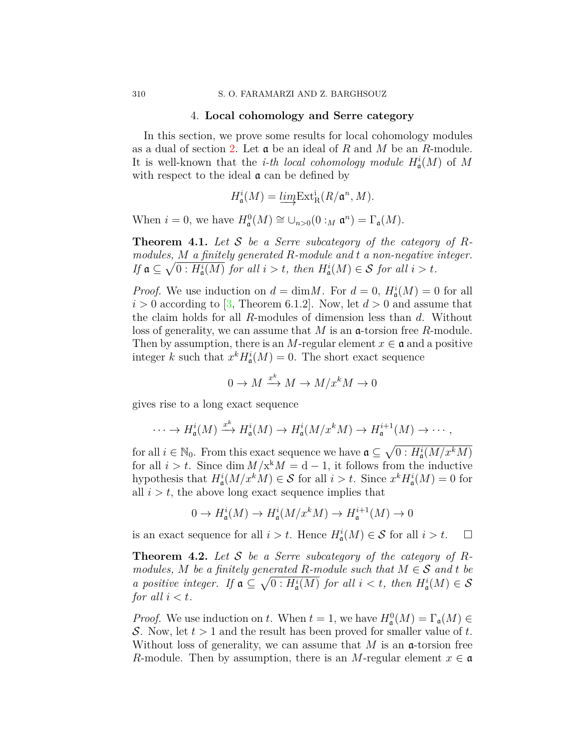## 4. **Local cohomology and Serre category**

In this section, we prove some results for local cohomology modules as a dual of section 2. Let $\mathfrak{a}$ be an ideal of $R$ and $M$ be an $R$-module. It is well-known that the *i-th local cohomology module* $H^i_{\mathfrak{a}}(M)$ of $M$ with respect to the ideal $\mathfrak{a}$ can be defined by

$$H^i_{\mathfrak{a}}(M) = \underrightarrow{lim}\mathrm{Ext}^i_R(R/\mathfrak{a}^n, M).$$

When $i = 0$, we have $H^0_{\mathfrak{a}}(M) \cong \cup_{n>0}(0 :_M \mathfrak{a}^n) = \Gamma_{\mathfrak{a}}(M)$.

**Theorem 4.1.** *Let $\mathcal{S}$ be a Serre subcategory of the category of $R$-modules, $M$ a finitely generated $R$-module and $t$ a non-negative integer. If $\mathfrak{a} \subseteq \sqrt{0 : H^i_{\mathfrak{a}}(M)}$ for all $i > t$, then $H^i_{\mathfrak{a}}(M) \in \mathcal{S}$ for all $i > t$.*

*Proof.* We use induction on $d = \dim M$. For $d = 0$, $H^i_{\mathfrak{a}}(M) = 0$ for all $i > 0$ according to [3, Theorem 6.1.2]. Now, let $d > 0$ and assume that the claim holds for all $R$-modules of dimension less than $d$. Without loss of generality, we can assume that $M$ is an $\mathfrak{a}$-torsion free $R$-module. Then by assumption, there is an $M$-regular element $x \in \mathfrak{a}$ and a positive integer $k$ such that $x^k H^i_{\mathfrak{a}}(M) = 0$. The short exact sequence

$$0 \to M \xrightarrow{x^k} M \to M/x^k M \to 0$$

gives rise to a long exact sequence

$$\cdots \to H^i_{\mathfrak{a}}(M) \xrightarrow{x^k} H^i_{\mathfrak{a}}(M) \to H^i_{\mathfrak{a}}(M/x^k M) \to H^{i+1}_{\mathfrak{a}}(M) \to \cdots,$$

for all $i \in \mathbb{N}_0$. From this exact sequence we have $\mathfrak{a} \subseteq \sqrt{0 : H^i_{\mathfrak{a}}(M/x^k M)}$ for all $i > t$. Since $\dim M/x^k M = d - 1$, it follows from the inductive hypothesis that $H^i_{\mathfrak{a}}(M/x^k M) \in \mathcal{S}$ for all $i > t$. Since $x^k H^i_{\mathfrak{a}}(M) = 0$ for all $i > t$, the above long exact sequence implies that

$$0 \to H^i_{\mathfrak{a}}(M) \to H^i_{\mathfrak{a}}(M/x^k M) \to H^{i+1}_{\mathfrak{a}}(M) \to 0$$

is an exact sequence for all $i > t$. Hence $H^i_{\mathfrak{a}}(M) \in \mathcal{S}$ for all $i > t$. $\square$

**Theorem 4.2.** *Let $\mathcal{S}$ be a Serre subcategory of the category of $R$-modules, $M$ be a finitely generated $R$-module such that $M \in \mathcal{S}$ and $t$ be a positive integer. If $\mathfrak{a} \subseteq \sqrt{0 : H^i_{\mathfrak{a}}(M)}$ for all $i < t$, then $H^i_{\mathfrak{a}}(M) \in \mathcal{S}$ for all $i < t$.*

*Proof.* We use induction on $t$. When $t = 1$, we have $H^0_{\mathfrak{a}}(M) = \Gamma_{\mathfrak{a}}(M) \in \mathcal{S}$. Now, let $t > 1$ and the result has been proved for smaller value of $t$. Without loss of generality, we can assume that $M$ is an $\mathfrak{a}$-torsion free $R$-module. Then by assumption, there is an $M$-regular element $x \in \mathfrak{a}$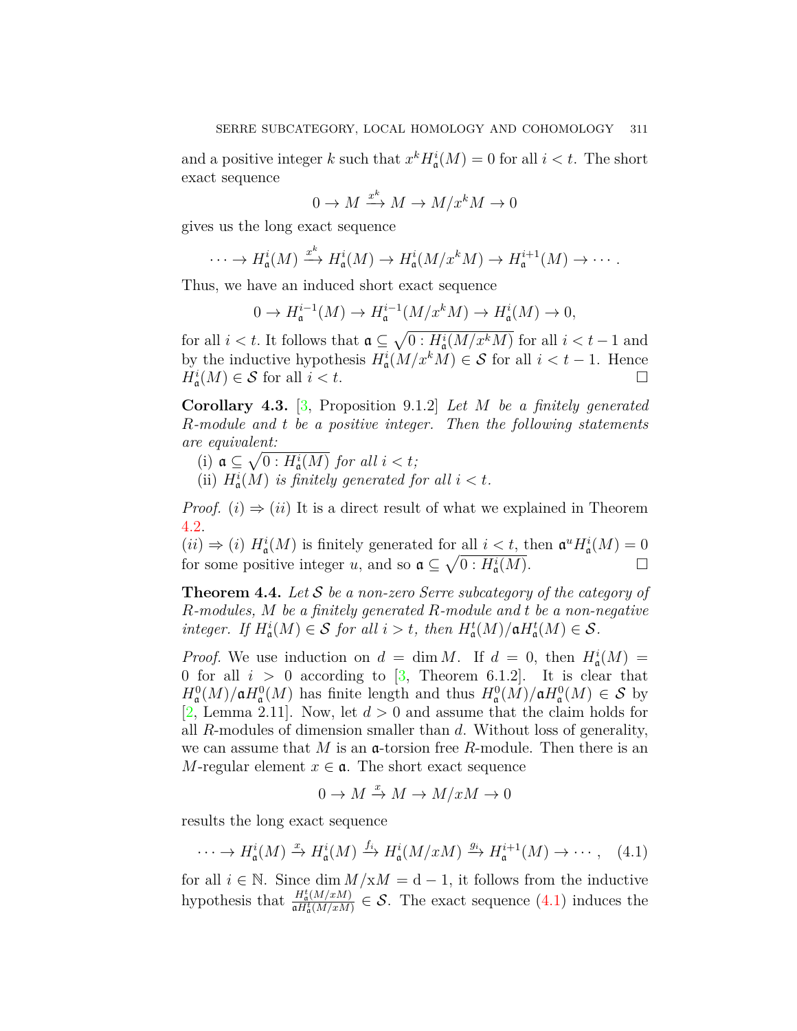and a positive integer $k$ such that $x^k H^i_{\mathfrak{a}}(M) = 0$ for all $i < t$. The short exact sequence

$$0 \to M \xrightarrow{x^k} M \to M/x^k M \to 0$$

gives us the long exact sequence

$$\cdots \to H^i_{\mathfrak{a}}(M) \xrightarrow{x^k} H^i_{\mathfrak{a}}(M) \to H^i_{\mathfrak{a}}(M/x^k M) \to H^{i+1}_{\mathfrak{a}}(M) \to \cdots.$$

Thus, we have an induced short exact sequence

$$0 \to H^{i-1}_{\mathfrak{a}}(M) \to H^{i-1}_{\mathfrak{a}}(M/x^k M) \to H^i_{\mathfrak{a}}(M) \to 0,$$

for all $i < t$. It follows that $\mathfrak{a} \subseteq \sqrt{0 : H^i_{\mathfrak{a}}(M/x^k M)}$ for all $i < t-1$ and by the inductive hypothesis $H^i_{\mathfrak{a}}(M/x^k M) \in \mathcal{S}$ for all $i < t-1$. Hence $H^i_{\mathfrak{a}}(M) \in \mathcal{S}$ for all $i < t$. □

**Corollary 4.3.** [3, Proposition 9.1.2] *Let $M$ be a finitely generated $R$-module and $t$ be a positive integer. Then the following statements are equivalent:*

(i) $\mathfrak{a} \subseteq \sqrt{0 : H^i_{\mathfrak{a}}(M)}$ *for all $i < t$;*
(ii) $H^i_{\mathfrak{a}}(M)$ *is finitely generated for all $i < t$.*

*Proof.* $(i) \Rightarrow (ii)$ It is a direct result of what we explained in Theorem 4.2.
$(ii) \Rightarrow (i)$ $H^i_{\mathfrak{a}}(M)$ is finitely generated for all $i < t$, then $\mathfrak{a}^u H^i_{\mathfrak{a}}(M) = 0$ for some positive integer $u$, and so $\mathfrak{a} \subseteq \sqrt{0 : H^i_{\mathfrak{a}}(M)}$. □

**Theorem 4.4.** *Let $\mathcal{S}$ be a non-zero Serre subcategory of the category of $R$-modules, $M$ be a finitely generated $R$-module and $t$ be a non-negative integer. If $H^i_{\mathfrak{a}}(M) \in \mathcal{S}$ for all $i > t$, then $H^t_{\mathfrak{a}}(M)/\mathfrak{a}H^t_{\mathfrak{a}}(M) \in \mathcal{S}$.*

*Proof.* We use induction on $d = \dim M$. If $d = 0$, then $H^i_{\mathfrak{a}}(M) = 0$ for all $i > 0$ according to [3, Theorem 6.1.2]. It is clear that $H^0_{\mathfrak{a}}(M)/\mathfrak{a}H^0_{\mathfrak{a}}(M)$ has finite length and thus $H^0_{\mathfrak{a}}(M)/\mathfrak{a}H^0_{\mathfrak{a}}(M) \in \mathcal{S}$ by [2, Lemma 2.11]. Now, let $d > 0$ and assume that the claim holds for all $R$-modules of dimension smaller than $d$. Without loss of generality, we can assume that $M$ is an $\mathfrak{a}$-torsion free $R$-module. Then there is an $M$-regular element $x \in \mathfrak{a}$. The short exact sequence

$$0 \to M \xrightarrow{x} M \to M/xM \to 0$$

results the long exact sequence

$$\cdots \to H^i_{\mathfrak{a}}(M) \xrightarrow{x} H^i_{\mathfrak{a}}(M) \xrightarrow{f_i} H^i_{\mathfrak{a}}(M/xM) \xrightarrow{g_i} H^{i+1}_{\mathfrak{a}}(M) \to \cdots, \quad (4.1)$$

for all $i \in \mathbb{N}$. Since $\dim M/xM = d - 1$, it follows from the inductive hypothesis that $\frac{H^t_{\mathfrak{a}}(M/xM)}{\mathfrak{a}H^t_{\mathfrak{a}}(M/xM)} \in \mathcal{S}$. The exact sequence (4.1) induces the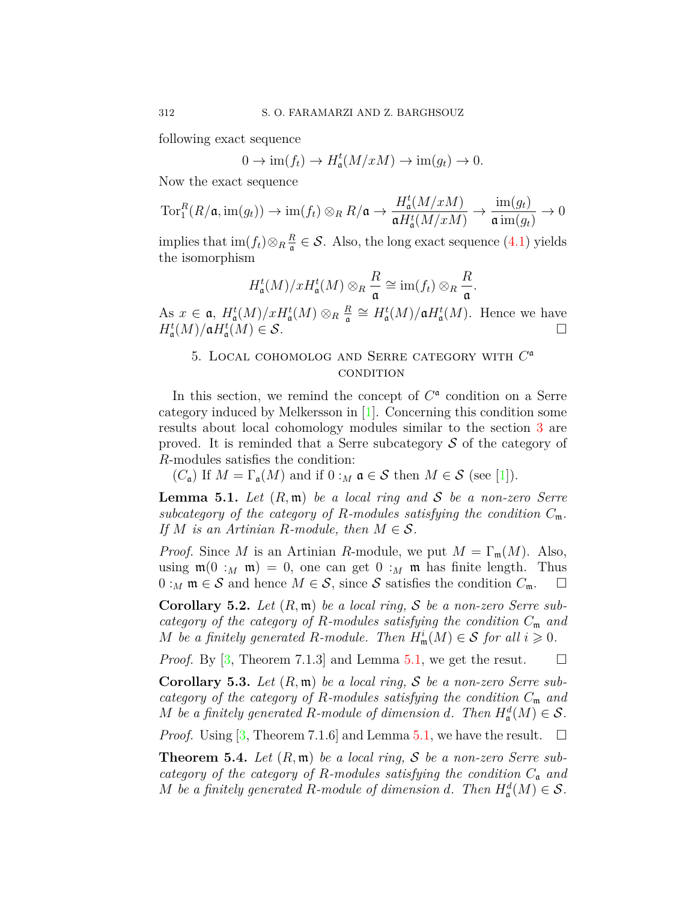following exact sequence

$$0 \to \operatorname{im}(f_t) \to H^t_{\mathfrak{a}}(M/xM) \to \operatorname{im}(g_t) \to 0.$$

Now the exact sequence

$$\operatorname{Tor}_1^R(R/\mathfrak{a}, \operatorname{im}(g_t)) \to \operatorname{im}(f_t) \otimes_R R/\mathfrak{a} \to \frac{H^t_{\mathfrak{a}}(M/xM)}{\mathfrak{a}H^t_{\mathfrak{a}}(M/xM)} \to \frac{\operatorname{im}(g_t)}{\mathfrak{a}\operatorname{im}(g_t)} \to 0$$

implies that $\operatorname{im}(f_t) \otimes_R \frac{R}{\mathfrak{a}} \in \mathcal{S}$. Also, the long exact sequence (4.1) yields the isomorphism

$$H^t_{\mathfrak{a}}(M)/xH^t_{\mathfrak{a}}(M) \otimes_R \frac{R}{\mathfrak{a}} \cong \operatorname{im}(f_t) \otimes_R \frac{R}{\mathfrak{a}}.$$

As $x \in \mathfrak{a}$, $H^t_{\mathfrak{a}}(M)/xH^t_{\mathfrak{a}}(M) \otimes_R \frac{R}{\mathfrak{a}} \cong H^t_{\mathfrak{a}}(M)/\mathfrak{a}H^t_{\mathfrak{a}}(M)$. Hence we have $H^t_{\mathfrak{a}}(M)/\mathfrak{a}H^t_{\mathfrak{a}}(M) \in \mathcal{S}$. □

## 5. Local cohomolog and Serre category with $C^{\mathfrak{a}}$ condition

In this section, we remind the concept of $C^{\mathfrak{a}}$ condition on a Serre category induced by Melkersson in [1]. Concerning this condition some results about local cohomology modules similar to the section 3 are proved. It is reminded that a Serre subcategory $\mathcal{S}$ of the category of $R$-modules satisfies the condition:

($C_{\mathfrak{a}}$) If $M = \Gamma_{\mathfrak{a}}(M)$ and if $0 :_M \mathfrak{a} \in \mathcal{S}$ then $M \in \mathcal{S}$ (see [1]).

**Lemma 5.1.** *Let $(R, \mathfrak{m})$ be a local ring and $\mathcal{S}$ be a non-zero Serre subcategory of the category of $R$-modules satisfying the condition $C_{\mathfrak{m}}$. If $M$ is an Artinian $R$-module, then $M \in \mathcal{S}$.*

*Proof.* Since $M$ is an Artinian $R$-module, we put $M = \Gamma_{\mathfrak{m}}(M)$. Also, using $\mathfrak{m}(0 :_M \mathfrak{m}) = 0$, one can get $0 :_M \mathfrak{m}$ has finite length. Thus $0 :_M \mathfrak{m} \in \mathcal{S}$ and hence $M \in \mathcal{S}$, since $\mathcal{S}$ satisfies the condition $C_{\mathfrak{m}}$. □

**Corollary 5.2.** *Let $(R, \mathfrak{m})$ be a local ring, $\mathcal{S}$ be a non-zero Serre subcategory of the category of $R$-modules satisfying the condition $C_{\mathfrak{m}}$ and $M$ be a finitely generated $R$-module. Then $H^i_{\mathfrak{m}}(M) \in \mathcal{S}$ for all $i \geqslant 0$.*

*Proof.* By [3, Theorem 7.1.3] and Lemma 5.1, we get the resut. □

**Corollary 5.3.** *Let $(R, \mathfrak{m})$ be a local ring, $\mathcal{S}$ be a non-zero Serre subcategory of the category of $R$-modules satisfying the condition $C_{\mathfrak{m}}$ and $M$ be a finitely generated $R$-module of dimension $d$. Then $H^d_{\mathfrak{a}}(M) \in \mathcal{S}$.*

*Proof.* Using [3, Theorem 7.1.6] and Lemma 5.1, we have the result. □

**Theorem 5.4.** *Let $(R, \mathfrak{m})$ be a local ring, $\mathcal{S}$ be a non-zero Serre subcategory of the category of $R$-modules satisfying the condition $C_{\mathfrak{a}}$ and $M$ be a finitely generated $R$-module of dimension $d$. Then $H^d_{\mathfrak{a}}(M) \in \mathcal{S}$.*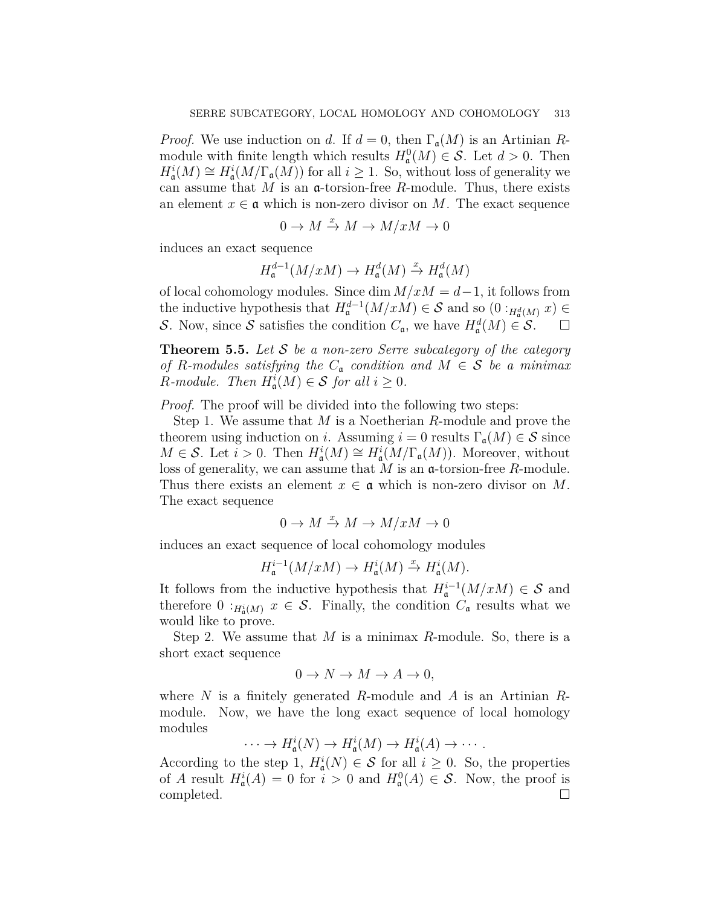*Proof.* We use induction on $d$. If $d = 0$, then $\Gamma_{\mathfrak{a}}(M)$ is an Artinian $R$-module with finite length which results $H^0_{\mathfrak{a}}(M) \in \mathcal{S}$. Let $d > 0$. Then $H^i_{\mathfrak{a}}(M) \cong H^i_{\mathfrak{a}}(M/\Gamma_{\mathfrak{a}}(M))$ for all $i \geq 1$. So, without loss of generality we can assume that $M$ is an $\mathfrak{a}$-torsion-free $R$-module. Thus, there exists an element $x \in \mathfrak{a}$ which is non-zero divisor on $M$. The exact sequence

$$0 \to M \xrightarrow{x} M \to M/xM \to 0$$

induces an exact sequence

$$H^{d-1}_{\mathfrak{a}}(M/xM) \to H^d_{\mathfrak{a}}(M) \xrightarrow{x} H^d_{\mathfrak{a}}(M)$$

of local cohomology modules. Since $\dim M/xM = d-1$, it follows from the inductive hypothesis that $H^{d-1}_{\mathfrak{a}}(M/xM) \in \mathcal{S}$ and so $(0 :_{H^d_{\mathfrak{a}}(M)} x) \in \mathcal{S}$. Now, since $\mathcal{S}$ satisfies the condition $C_{\mathfrak{a}}$, we have $H^d_{\mathfrak{a}}(M) \in \mathcal{S}$. □

**Theorem 5.5.** *Let $\mathcal{S}$ be a non-zero Serre subcategory of the category of $R$-modules satisfying the $C_{\mathfrak{a}}$ condition and $M \in \mathcal{S}$ be a minimax $R$-module. Then $H^i_{\mathfrak{a}}(M) \in \mathcal{S}$ for all $i \geq 0$.*

*Proof.* The proof will be divided into the following two steps:

Step 1. We assume that $M$ is a Noetherian $R$-module and prove the theorem using induction on $i$. Assuming $i = 0$ results $\Gamma_{\mathfrak{a}}(M) \in \mathcal{S}$ since $M \in \mathcal{S}$. Let $i > 0$. Then $H^i_{\mathfrak{a}}(M) \cong H^i_{\mathfrak{a}}(M/\Gamma_{\mathfrak{a}}(M))$. Moreover, without loss of generality, we can assume that $M$ is an $\mathfrak{a}$-torsion-free $R$-module. Thus there exists an element $x \in \mathfrak{a}$ which is non-zero divisor on $M$. The exact sequence

$$0 \to M \xrightarrow{x} M \to M/xM \to 0$$

induces an exact sequence of local cohomology modules

$$H^{i-1}_{\mathfrak{a}}(M/xM) \to H^i_{\mathfrak{a}}(M) \xrightarrow{x} H^i_{\mathfrak{a}}(M).$$

It follows from the inductive hypothesis that $H^{i-1}_{\mathfrak{a}}(M/xM) \in \mathcal{S}$ and therefore $0 :_{H^i_{\mathfrak{a}}(M)} x \in \mathcal{S}$. Finally, the condition $C_{\mathfrak{a}}$ results what we would like to prove.

Step 2. We assume that $M$ is a minimax $R$-module. So, there is a short exact sequence

$$0 \to N \to M \to A \to 0,$$

where $N$ is a finitely generated $R$-module and $A$ is an Artinian $R$-module. Now, we have the long exact sequence of local homology modules

$$\cdots \to H^i_{\mathfrak{a}}(N) \to H^i_{\mathfrak{a}}(M) \to H^i_{\mathfrak{a}}(A) \to \cdots .$$

According to the step 1, $H^i_{\mathfrak{a}}(N) \in \mathcal{S}$ for all $i \geq 0$. So, the properties of $A$ result $H^i_{\mathfrak{a}}(A) = 0$ for $i > 0$ and $H^0_{\mathfrak{a}}(A) \in \mathcal{S}$. Now, the proof is completed. □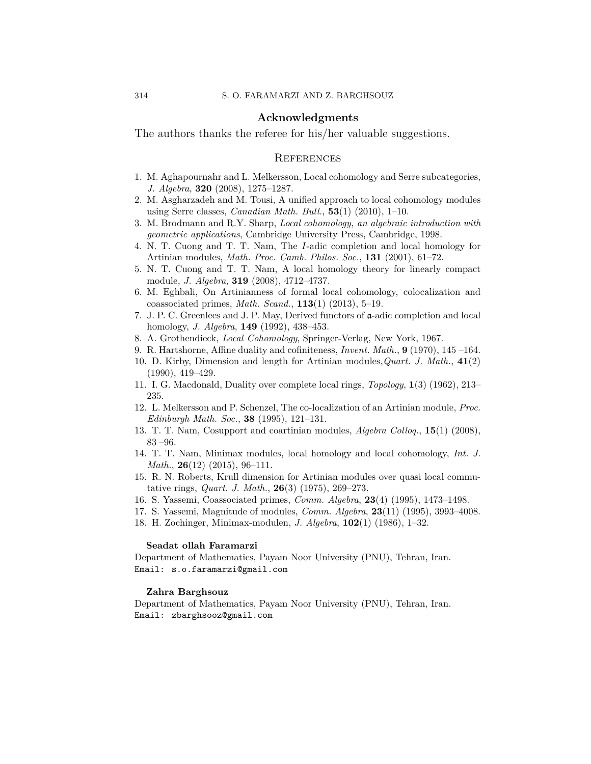## Acknowledgments

The authors thanks the referee for his/her valuable suggestions.

## References

1. M. Aghapournahr and L. Melkersson, Local cohomology and Serre subcategories, *J. Algebra*, **320** (2008), 1275–1287.
2. M. Asgharzadeh and M. Tousi, A unified approach to local cohomology modules using Serre classes, *Canadian Math. Bull.*, **53**(1) (2010), 1–10.
3. M. Brodmann and R.Y. Sharp, *Local cohomology, an algebraic introduction with geometric applications*, Cambridge University Press, Cambridge, 1998.
4. N. T. Cuong and T. T. Nam, The $I$-adic completion and local homology for Artinian modules, *Math. Proc. Camb. Philos. Soc.*, **131** (2001), 61–72.
5. N. T. Cuong and T. T. Nam, A local homology theory for linearly compact module, *J. Algebra*, **319** (2008), 4712–4737.
6. M. Eghbali, On Artinianness of formal local cohomology, colocalization and coassociated primes, *Math. Scand.*, **113**(1) (2013), 5–19.
7. J. P. C. Greenlees and J. P. May, Derived functors of $\mathfrak{a}$-adic completion and local homology, *J. Algebra*, **149** (1992), 438–453.
8. A. Grothendieck, *Local Cohomology*, Springer-Verlag, New York, 1967.
9. R. Hartshorne, Affine duality and cofiniteness, *Invent. Math.*, **9** (1970), 145 –164.
10. D. Kirby, Dimension and length for Artinian modules,*Quart. J. Math.*, **41**(2) (1990), 419–429.
11. I. G. Macdonald, Duality over complete local rings, *Topology*, **1**(3) (1962), 213–235.
12. L. Melkersson and P. Schenzel, The co-localization of an Artinian module, *Proc. Edinburgh Math. Soc.*, **38** (1995), 121–131.
13. T. T. Nam, Cosupport and coartinian modules, *Algebra Colloq.*, **15**(1) (2008), 83 –96.
14. T. T. Nam, Minimax modules, local homology and local cohomology, *Int. J. Math.*, **26**(12) (2015), 96–111.
15. R. N. Roberts, Krull dimension for Artinian modules over quasi local commutative rings, *Quart. J. Math.*, **26**(3) (1975), 269–273.
16. S. Yassemi, Coassociated primes, *Comm. Algebra*, **23**(4) (1995), 1473–1498.
17. S. Yassemi, Magnitude of modules, *Comm. Algebra*, **23**(11) (1995), 3993–4008.
18. H. Zochinger, Minimax-modulen, *J. Algebra*, **102**(1) (1986), 1–32.

**Seadat ollah Faramarzi**
Department of Mathematics, Payam Noor University (PNU), Tehran, Iran.
Email: s.o.faramarzi@gmail.com

**Zahra Barghsouz**
Department of Mathematics, Payam Noor University (PNU), Tehran, Iran.
Email: zbarghsooz@gmail.com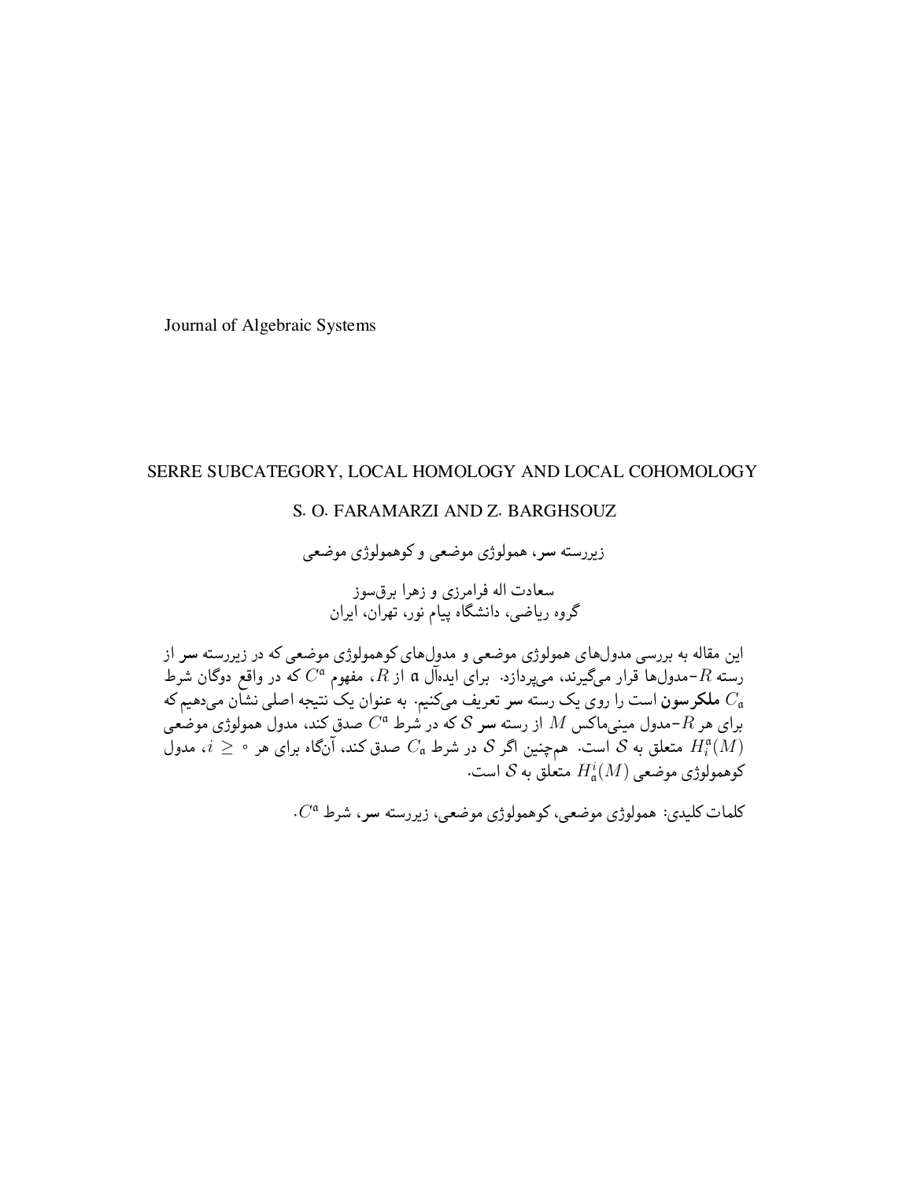Journal of Algebraic Systems

# SERRE SUBCATEGORY, LOCAL HOMOLOGY AND LOCAL COHOMOLOGY

S. O. FARAMARZI AND Z. BARGHSOUZ

زیررسته **سر**، همولوژی موضعی و کوهمولوژی موضعی

سعادت اله فرامرزی و زهرا برق‌سوز

گروه ریاضی، دانشگاه پیام نور، تهران، ایران

این مقاله به بررسی مدول‌های همولوژی موضعی و مدول‌های کوهمولوژی موضعی که در زیررسته **سر** از رسته $R$-مدول‌ها قرار می‌گیرند، می‌پردازد. برای ایده‌آل $\mathfrak{a}$ از $R$، مفهوم $C^{\mathfrak{a}}$ که در واقع دوگان شرط $C_{\mathfrak{a}}$ **ملکرسون** است را روی یک رسته **سر** تعریف می‌کنیم. به عنوان یک نتیجه اصلی نشان می‌دهیم که برای هر $R$-مدول مینی‌ماکس $M$ از رسته **سر** $\mathcal{S}$ که در شرط $C^{\mathfrak{a}}$ صدق کند، مدول همولوژی موضعی $H_i^{\mathfrak{a}}(M)$ متعلق به $\mathcal{S}$ است. همچنین اگر $\mathcal{S}$ در شرط $C_{\mathfrak{a}}$ صدق کند، آنگاه برای هر $i \geq 0$، مدول کوهمولوژی موضعی $H_{\mathfrak{a}}^i(M)$ متعلق به $\mathcal{S}$ است.

کلمات کلیدی: همولوژی موضعی، کوهمولوژی موضعی، زیررسته **سر**، شرط $C^{\mathfrak{a}}$.